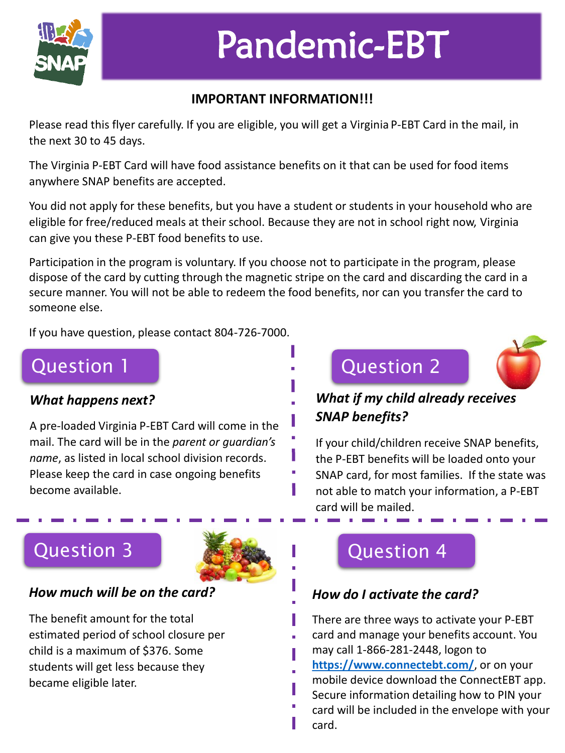# Pandemic-EBT

**IMPORTANT INFORMATION!!!**

Please read this flyer carefully. If you are eligible, you will get a Virginia P-EBT Card in the mail, in the next 30 to 45 days.

The Virginia P-EBT Card will have food assistance benefits on it that can be used for food items anywhere SNAP benefits are accepted.

You did not apply for these benefits, but you have a student or students in your household who are eligible for free/reduced meals at their school. Because they are not in school right now, Virginia can give you these P-EBT food benefits to use.

Participation in the program is voluntary. If you choose not to participate in the program, please dispose of the card by cutting through the magnetic stripe on the card and discarding the card in a secure manner. You will not be able to redeem the food benefits, nor can you transfer the card to someone else.

If you have question, please contact 804-726-7000.

## Question 1

***What happens next?***

A pre-loaded Virginia P-EBT Card will come in the mail. The card will be in the *parent or guardian's name*, as listed in local school division records. Please keep the card in case ongoing benefits become available.

## Question 2

***What if my child already receives SNAP benefits?***

If your child/children receive SNAP benefits, the P-EBT benefits will be loaded onto your SNAP card, for most families. If the state was not able to match your information, a P-EBT card will be mailed.

## Question 3

***How much will be on the card?***

The benefit amount for the total estimated period of school closure per child is a maximum of $376. Some students will get less because they became eligible later.

## Question 4

***How do I activate the card?***

There are three ways to activate your P-EBT card and manage your benefits account. You may call 1-866-281-2448, logon to https://www.connectebt.com/, or on your mobile device download the ConnectEBT app. Secure information detailing how to PIN your card will be included in the envelope with your card.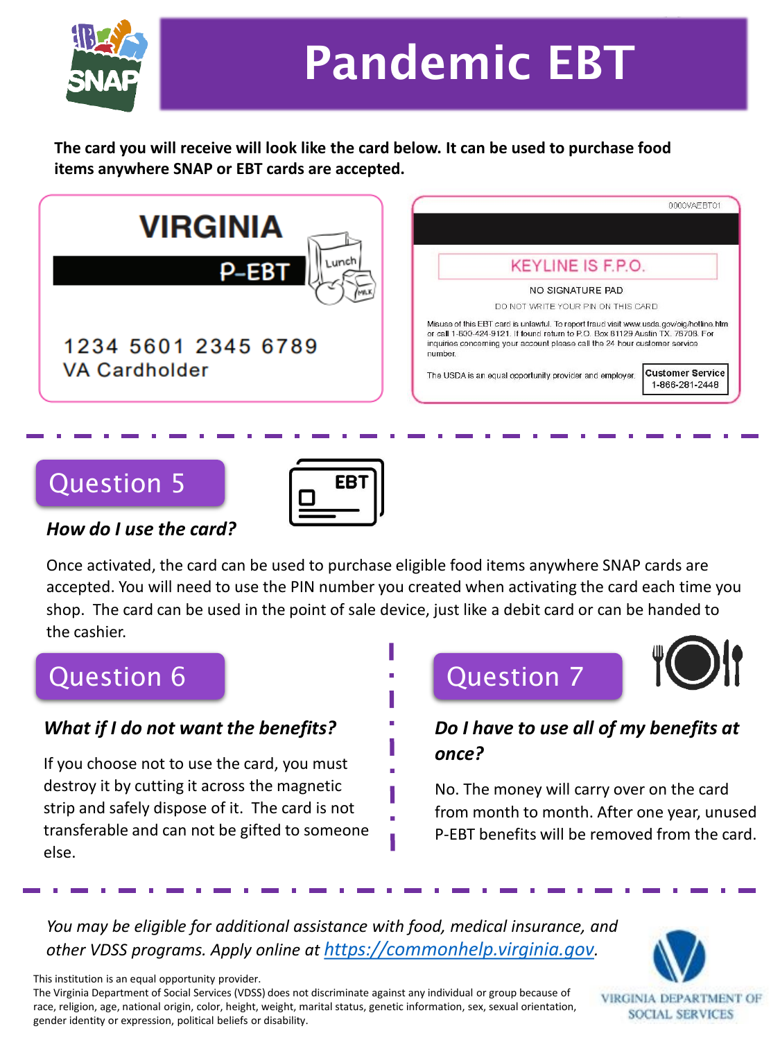# Pandemic EBT

**The card you will receive will look like the card below. It can be used to purchase food items anywhere SNAP or EBT cards are accepted.**

VIRGINIA

P-EBT

1234 5601 2345 6789
VA Cardholder

0000VAEBT01

KEYLINE IS F.P.O.

NO SIGNATURE PAD

DO NOT WRITE YOUR PIN ON THIS CARD

Misuse of this EBT card is unlawful. To report fraud visit www.usda.gov/oig/hotline.htm or call 1-800-424-9121. If found return to P.O. Box 81129 Austin TX. 78708. For inquiries concerning your account please call the 24 hour customer service number.

The USDA is an equal opportunity provider and employer.

Customer Service 1-866-281-2448

## Question 5

***How do I use the card?***

Once activated, the card can be used to purchase eligible food items anywhere SNAP cards are accepted. You will need to use the PIN number you created when activating the card each time you shop. The card can be used in the point of sale device, just like a debit card or can be handed to the cashier.

## Question 6

***What if I do not want the benefits?***

If you choose not to use the card, you must destroy it by cutting it across the magnetic strip and safely dispose of it. The card is not transferable and can not be gifted to someone else.

## Question 7

***Do I have to use all of my benefits at once?***

No. The money will carry over on the card from month to month. After one year, unused P-EBT benefits will be removed from the card.

*You may be eligible for additional assistance with food, medical insurance, and other VDSS programs. Apply online at [https://commonhelp.virginia.gov](https://commonhelp.virginia.gov).*

This institution is an equal opportunity provider.
The Virginia Department of Social Services (VDSS) does not discriminate against any individual or group because of race, religion, age, national origin, color, height, weight, marital status, genetic information, sex, sexual orientation, gender identity or expression, political beliefs or disability.

VIRGINIA DEPARTMENT OF SOCIAL SERVICES